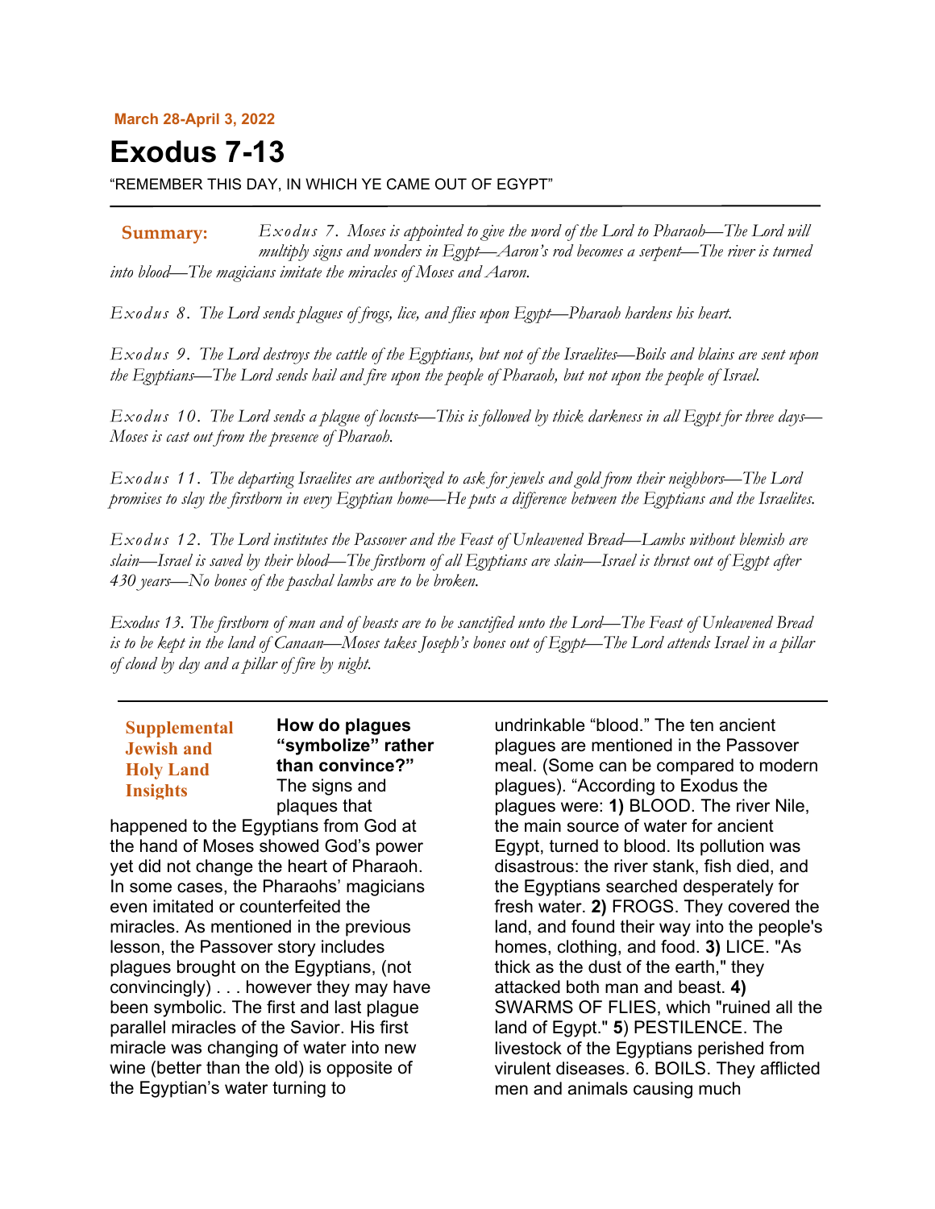**March 28-April 3, 2022**

# Exodus 7-13

"REMEMBER THIS DAY, IN WHICH YE CAME OUT OF EGYPT"

**Summary:** *Exodus 7. Moses is appointed to give the word of the Lord to Pharaoh—The Lord will multiply signs and wonders in Egypt—Aaron's rod becomes a serpent—The river is turned into blood—The magicians imitate the miracles of Moses and Aaron.*

*Exodus 8. The Lord sends plagues of frogs, lice, and flies upon Egypt—Pharaoh hardens his heart.*

*Exodus 9. The Lord destroys the cattle of the Egyptians, but not of the Israelites—Boils and blains are sent upon the Egyptians—The Lord sends hail and fire upon the people of Pharaoh, but not upon the people of Israel.*

*Exodus 10. The Lord sends a plague of locusts—This is followed by thick darkness in all Egypt for three days—Moses is cast out from the presence of Pharaoh.*

*Exodus 11. The departing Israelites are authorized to ask for jewels and gold from their neighbors—The Lord promises to slay the firstborn in every Egyptian home—He puts a difference between the Egyptians and the Israelites.*

*Exodus 12. The Lord institutes the Passover and the Feast of Unleavened Bread—Lambs without blemish are slain—Israel is saved by their blood—The firstborn of all Egyptians are slain—Israel is thrust out of Egypt after 430 years—No bones of the paschal lambs are to be broken.*

*Exodus 13. The firstborn of man and of beasts are to be sanctified unto the Lord—The Feast of Unleavened Bread is to be kept in the land of Canaan—Moses takes Joseph's bones out of Egypt—The Lord attends Israel in a pillar of cloud by day and a pillar of fire by night.*

---

**Supplemental Jewish and Holy Land Insights**

**How do plagues "symbolize" rather than convince?** The signs and plaques that happened to the Egyptians from God at the hand of Moses showed God's power yet did not change the heart of Pharaoh. In some cases, the Pharaohs' magicians even imitated or counterfeited the miracles. As mentioned in the previous lesson, the Passover story includes plagues brought on the Egyptians, (not convincingly) . . . however they may have been symbolic. The first and last plague parallel miracles of the Savior. His first miracle was changing of water into new wine (better than the old) is opposite of the Egyptian's water turning to undrinkable "blood." The ten ancient plagues are mentioned in the Passover meal. (Some can be compared to modern plagues). "According to Exodus the plagues were: **1)** BLOOD. The river Nile, the main source of water for ancient Egypt, turned to blood. Its pollution was disastrous: the river stank, fish died, and the Egyptians searched desperately for fresh water. **2)** FROGS. They covered the land, and found their way into the people's homes, clothing, and food. **3)** LICE. "As thick as the dust of the earth," they attacked both man and beast. **4)** SWARMS OF FLIES, which "ruined all the land of Egypt." **5**) PESTILENCE. The livestock of the Egyptians perished from virulent diseases. 6. BOILS. They afflicted men and animals causing much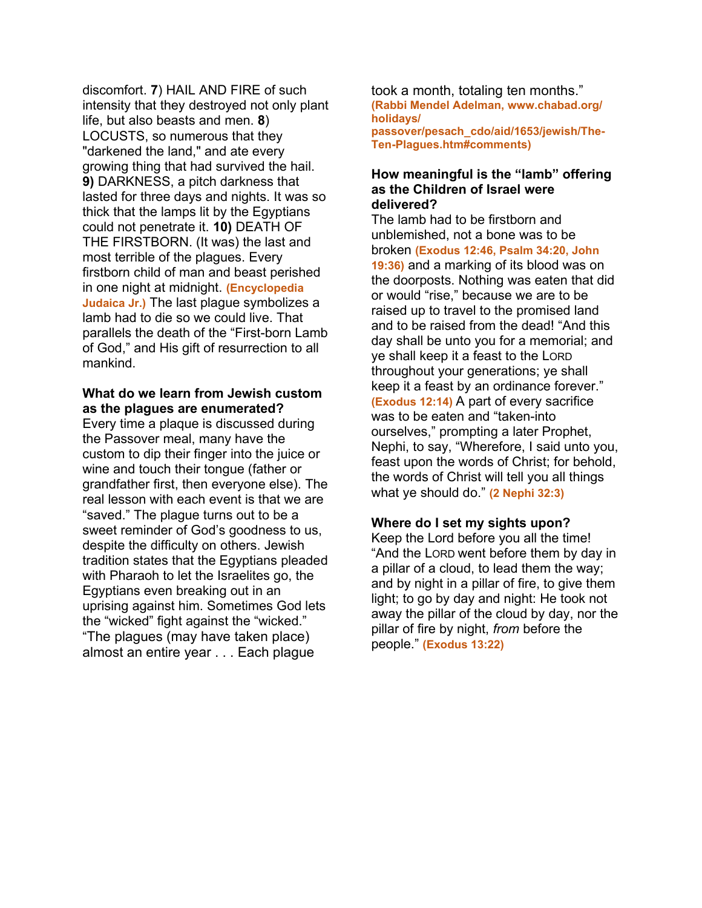discomfort. **7**) HAIL AND FIRE of such intensity that they destroyed not only plant life, but also beasts and men. **8**) LOCUSTS, so numerous that they "darkened the land," and ate every growing thing that had survived the hail. **9)** DARKNESS, a pitch darkness that lasted for three days and nights. It was so thick that the lamps lit by the Egyptians could not penetrate it. **10)** DEATH OF THE FIRSTBORN. (It was) the last and most terrible of the plagues. Every firstborn child of man and beast perished in one night at midnight. **(Encyclopedia Judaica Jr.)** The last plague symbolizes a lamb had to die so we could live. That parallels the death of the "First-born Lamb of God," and His gift of resurrection to all mankind.

**What do we learn from Jewish custom as the plagues are enumerated?**

Every time a plaque is discussed during the Passover meal, many have the custom to dip their finger into the juice or wine and touch their tongue (father or grandfather first, then everyone else). The real lesson with each event is that we are "saved." The plague turns out to be a sweet reminder of God's goodness to us, despite the difficulty on others. Jewish tradition states that the Egyptians pleaded with Pharaoh to let the Israelites go, the Egyptians even breaking out in an uprising against him. Sometimes God lets the "wicked" fight against the "wicked." "The plagues (may have taken place) almost an entire year . . . Each plague took a month, totaling ten months." **(Rabbi Mendel Adelman, www.chabad.org/holidays/passover/pesach_cdo/aid/1653/jewish/The-Ten-Plagues.htm#comments)**

**How meaningful is the "lamb" offering as the Children of Israel were delivered?**

The lamb had to be firstborn and unblemished, not a bone was to be broken **(Exodus 12:46, Psalm 34:20, John 19:36)** and a marking of its blood was on the doorposts. Nothing was eaten that did or would "rise," because we are to be raised up to travel to the promised land and to be raised from the dead! "And this day shall be unto you for a memorial; and ye shall keep it a feast to the LORD throughout your generations; ye shall keep it a feast by an ordinance forever." **(Exodus 12:14)** A part of every sacrifice was to be eaten and "taken-into ourselves," prompting a later Prophet, Nephi, to say, "Wherefore, I said unto you, feast upon the words of Christ; for behold, the words of Christ will tell you all things what ye should do." **(2 Nephi 32:3)**

**Where do I set my sights upon?**

Keep the Lord before you all the time! "And the LORD went before them by day in a pillar of a cloud, to lead them the way; and by night in a pillar of fire, to give them light; to go by day and night: He took not away the pillar of the cloud by day, nor the pillar of fire by night, *from* before the people." **(Exodus 13:22)**